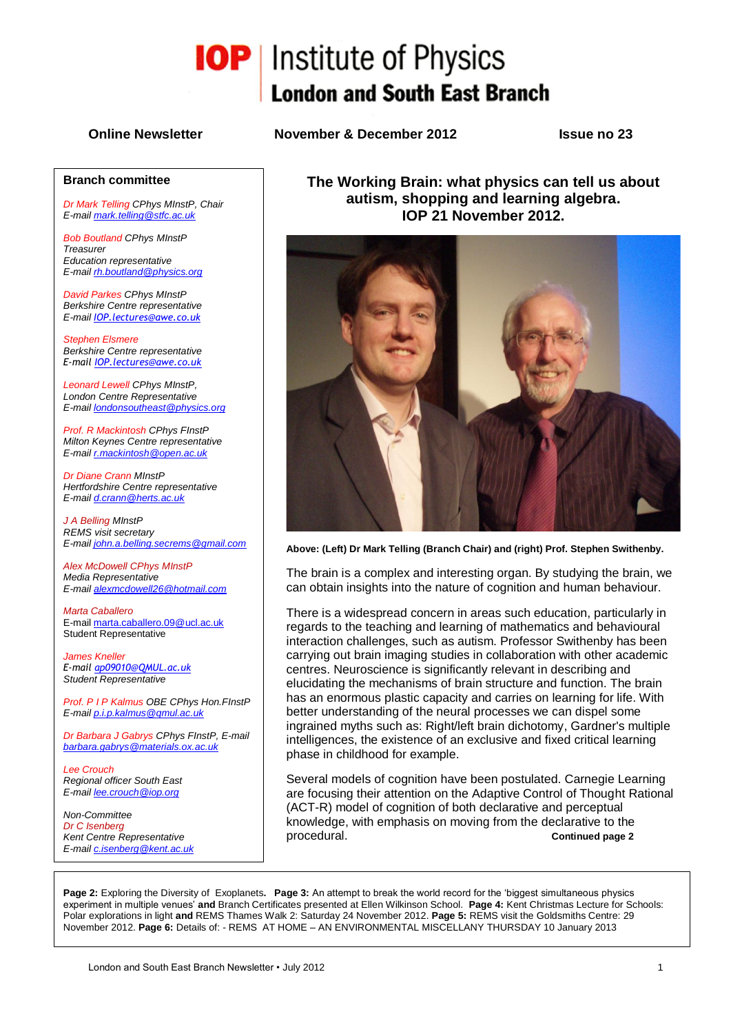# IOP | Institute of Physics
## London and South East Branch

**Online Newsletter** **November & December 2012** **Issue no 23**

### Branch committee

*Dr Mark Telling CPhys MInstP, Chair*
*E-mail mark.telling@stfc.ac.uk*

*Bob Boutland CPhys MInstP*
*Treasurer*
*Education representative*
*E-mail rh.boutland@physics.org*

*David Parkes CPhys MInstP*
*Berkshire Centre representative*
*E-mail IOP.lectures@awe.co.uk*

*Stephen Elsmere*
*Berkshire Centre representative*
*E-mail IOP.lectures@awe.co.uk*

*Leonard Lewell CPhys MInstP,*
*London Centre Representative*
*E-mail londonsoutheast@physics.org*

*Prof. R Mackintosh CPhys FInstP*
*Milton Keynes Centre representative*
*E-mail r.mackintosh@open.ac.uk*

*Dr Diane Crann MInstP*
*Hertfordshire Centre representative*
*E-mail d.crann@herts.ac.uk*

*J A Belling MInstP*
*REMS visit secretary*
*E-mail john.a.belling.secrems@gmail.com*

*Alex McDowell CPhys MInstP*
*Media Representative*
*E-mail alexmcdowell26@hotmail.com*

*Marta Caballero*
E-mail marta.caballero.09@ucl.ac.uk
Student Representative

*James Kneller*
*E-mail ap09010@QMUL.ac.uk*
*Student Representative*

*Prof. P I P Kalmus OBE CPhys Hon.FInstP*
*E-mail p.i.p.kalmus@qmul.ac.uk*

*Dr Barbara J Gabrys CPhys FInstP, E-mail barbara.gabrys@materials.ox.ac.uk*

*Lee Crouch*
*Regional officer South East*
*E-mail lee.crouch@iop.org*

*Non-Committee*
*Dr C Isenberg*
*Kent Centre Representative*
*E-mail c.isenberg@kent.ac.uk*

## The Working Brain: what physics can tell us about autism, shopping and learning algebra. IOP 21 November 2012.

**Above: (Left) Dr Mark Telling (Branch Chair) and (right) Prof. Stephen Swithenby.**

The brain is a complex and interesting organ. By studying the brain, we can obtain insights into the nature of cognition and human behaviour.

There is a widespread concern in areas such education, particularly in regards to the teaching and learning of mathematics and behavioural interaction challenges, such as autism. Professor Swithenby has been carrying out brain imaging studies in collaboration with other academic centres. Neuroscience is significantly relevant in describing and elucidating the mechanisms of brain structure and function. The brain has an enormous plastic capacity and carries on learning for life. With better understanding of the neural processes we can dispel some ingrained myths such as: Right/left brain dichotomy, Gardner's multiple intelligences, the existence of an exclusive and fixed critical learning phase in childhood for example.

Several models of cognition have been postulated. Carnegie Learning are focusing their attention on the Adaptive Control of Thought Rational (ACT-R) model of cognition of both declarative and perceptual knowledge, with emphasis on moving from the declarative to the procedural. **Continued page 2**

**Page 2:** Exploring the Diversity of Exoplanets**. Page 3:** An attempt to break the world record for the 'biggest simultaneous physics experiment in multiple venues' **and** Branch Certificates presented at Ellen Wilkinson School. **Page 4:** Kent Christmas Lecture for Schools: Polar explorations in light **and** REMS Thames Walk 2: Saturday 24 November 2012. **Page 5:** REMS visit the Goldsmiths Centre: 29 November 2012. **Page 6:** Details of: - REMS AT HOME – AN ENVIRONMENTAL MISCELLANY THURSDAY 10 January 2013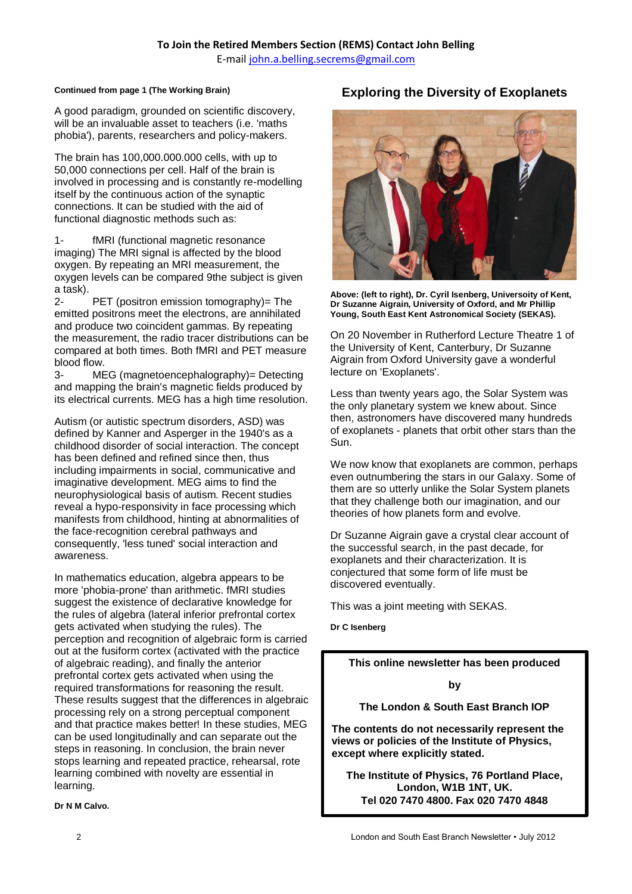**To Join the Retired Members Section (REMS) Contact John Belling**

E-mail john.a.belling.secrems@gmail.com

**Continued from page 1 (The Working Brain)**

A good paradigm, grounded on scientific discovery, will be an invaluable asset to teachers (i.e. 'maths phobia'), parents, researchers and policy-makers.

The brain has 100,000.000.000 cells, with up to 50,000 connections per cell. Half of the brain is involved in processing and is constantly re-modelling itself by the continuous action of the synaptic connections. It can be studied with the aid of functional diagnostic methods such as:

1- fMRI (functional magnetic resonance imaging) The MRI signal is affected by the blood oxygen. By repeating an MRI measurement, the oxygen levels can be compared 9the subject is given a task).

2- PET (positron emission tomography)= The emitted positrons meet the electrons, are annihilated and produce two coincident gammas. By repeating the measurement, the radio tracer distributions can be compared at both times. Both fMRI and PET measure blood flow.

3- MEG (magnetoencephalography)= Detecting and mapping the brain's magnetic fields produced by its electrical currents. MEG has a high time resolution.

Autism (or autistic spectrum disorders, ASD) was defined by Kanner and Asperger in the 1940's as a childhood disorder of social interaction. The concept has been defined and refined since then, thus including impairments in social, communicative and imaginative development. MEG aims to find the neurophysiological basis of autism. Recent studies reveal a hypo-responsivity in face processing which manifests from childhood, hinting at abnormalities of the face-recognition cerebral pathways and consequently, 'less tuned' social interaction and awareness.

In mathematics education, algebra appears to be more 'phobia-prone' than arithmetic. fMRI studies suggest the existence of declarative knowledge for the rules of algebra (lateral inferior prefrontal cortex gets activated when studying the rules). The perception and recognition of algebraic form is carried out at the fusiform cortex (activated with the practice of algebraic reading), and finally the anterior prefrontal cortex gets activated when using the required transformations for reasoning the result. These results suggest that the differences in algebraic processing rely on a strong perceptual component and that practice makes better! In these studies, MEG can be used longitudinally and can separate out the steps in reasoning. In conclusion, the brain never stops learning and repeated practice, rehearsal, rote learning combined with novelty are essential in learning.

**Dr N M Calvo.**

## Exploring the Diversity of Exoplanets

**Above: (left to right), Dr. Cyril Isenberg, Universoity of Kent, Dr Suzanne Aigrain, University of Oxford, and Mr Phillip Young, South East Kent Astronomical Society (SEKAS).**

On 20 November in Rutherford Lecture Theatre 1 of the University of Kent, Canterbury, Dr Suzanne Aigrain from Oxford University gave a wonderful lecture on 'Exoplanets'.

Less than twenty years ago, the Solar System was the only planetary system we knew about. Since then, astronomers have discovered many hundreds of exoplanets - planets that orbit other stars than the Sun.

We now know that exoplanets are common, perhaps even outnumbering the stars in our Galaxy. Some of them are so utterly unlike the Solar System planets that they challenge both our imagination, and our theories of how planets form and evolve.

Dr Suzanne Aigrain gave a crystal clear account of the successful search, in the past decade, for exoplanets and their characterization. It is conjectured that some form of life must be discovered eventually.

This was a joint meeting with SEKAS.

**Dr C Isenberg**

**This online newsletter has been produced**

**by**

**The London & South East Branch IOP**

**The contents do not necessarily represent the views or policies of the Institute of Physics, except where explicitly stated.**

**The Institute of Physics, 76 Portland Place, London, W1B 1NT, UK. Tel 020 7470 4800. Fax 020 7470 4848**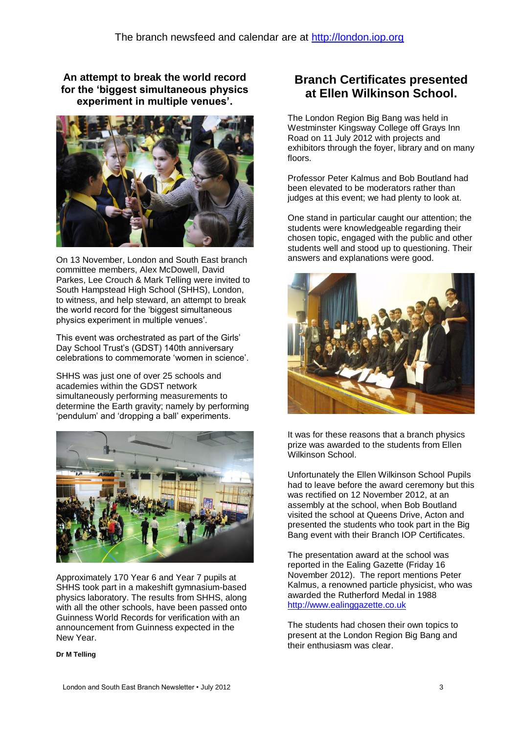The branch newsfeed and calendar are at http://london.iop.org

### An attempt to break the world record for the 'biggest simultaneous physics experiment in multiple venues'.

On 13 November, London and South East branch committee members, Alex McDowell, David Parkes, Lee Crouch & Mark Telling were invited to South Hampstead High School (SHHS), London, to witness, and help steward, an attempt to break the world record for the 'biggest simultaneous physics experiment in multiple venues'.

This event was orchestrated as part of the Girls' Day School Trust's (GDST) 140th anniversary celebrations to commemorate 'women in science'.

SHHS was just one of over 25 schools and academies within the GDST network simultaneously performing measurements to determine the Earth gravity; namely by performing 'pendulum' and 'dropping a ball' experiments.

Approximately 170 Year 6 and Year 7 pupils at SHHS took part in a makeshift gymnasium-based physics laboratory. The results from SHHS, along with all the other schools, have been passed onto Guinness World Records for verification with an announcement from Guinness expected in the New Year.

**Dr M Telling**

## Branch Certificates presented at Ellen Wilkinson School.

The London Region Big Bang was held in Westminster Kingsway College off Grays Inn Road on 11 July 2012 with projects and exhibitors through the foyer, library and on many floors.

Professor Peter Kalmus and Bob Boutland had been elevated to be moderators rather than judges at this event; we had plenty to look at.

One stand in particular caught our attention; the students were knowledgeable regarding their chosen topic, engaged with the public and other students well and stood up to questioning. Their answers and explanations were good.

It was for these reasons that a branch physics prize was awarded to the students from Ellen Wilkinson School.

Unfortunately the Ellen Wilkinson School Pupils had to leave before the award ceremony but this was rectified on 12 November 2012, at an assembly at the school, when Bob Boutland visited the school at Queens Drive, Acton and presented the students who took part in the Big Bang event with their Branch IOP Certificates.

The presentation award at the school was reported in the Ealing Gazette (Friday 16 November 2012). The report mentions Peter Kalmus, a renowned particle physicist, who was awarded the Rutherford Medal in 1988 http://www.ealinggazette.co.uk

The students had chosen their own topics to present at the London Region Big Bang and their enthusiasm was clear.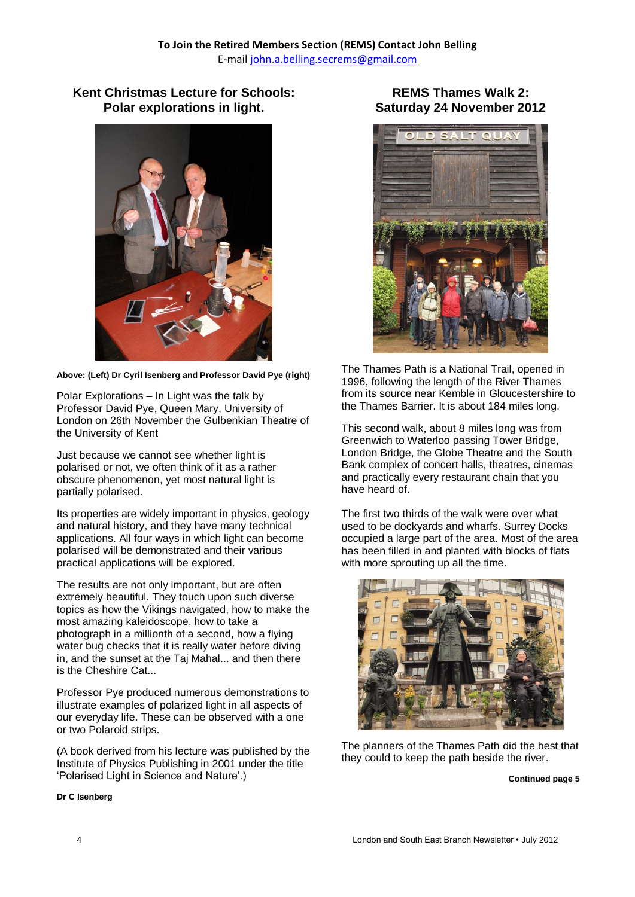**To Join the Retired Members Section (REMS) Contact John Belling**
E-mail john.a.belling.secrems@gmail.com

## Kent Christmas Lecture for Schools: Polar explorations in light.

**Above: (Left) Dr Cyril Isenberg and Professor David Pye (right)**

Polar Explorations – In Light was the talk by Professor David Pye, Queen Mary, University of London on 26th November the Gulbenkian Theatre of the University of Kent

Just because we cannot see whether light is polarised or not, we often think of it as a rather obscure phenomenon, yet most natural light is partially polarised.

Its properties are widely important in physics, geology and natural history, and they have many technical applications. All four ways in which light can become polarised will be demonstrated and their various practical applications will be explored.

The results are not only important, but are often extremely beautiful. They touch upon such diverse topics as how the Vikings navigated, how to make the most amazing kaleidoscope, how to take a photograph in a millionth of a second, how a flying water bug checks that it is really water before diving in, and the sunset at the Taj Mahal... and then there is the Cheshire Cat...

Professor Pye produced numerous demonstrations to illustrate examples of polarized light in all aspects of our everyday life. These can be observed with a one or two Polaroid strips.

(A book derived from his lecture was published by the Institute of Physics Publishing in 2001 under the title 'Polarised Light in Science and Nature'.)

**Dr C Isenberg**

## REMS Thames Walk 2: Saturday 24 November 2012

The Thames Path is a National Trail, opened in 1996, following the length of the River Thames from its source near Kemble in Gloucestershire to the Thames Barrier. It is about 184 miles long.

This second walk, about 8 miles long was from Greenwich to Waterloo passing Tower Bridge, London Bridge, the Globe Theatre and the South Bank complex of concert halls, theatres, cinemas and practically every restaurant chain that you have heard of.

The first two thirds of the walk were over what used to be dockyards and wharfs. Surrey Docks occupied a large part of the area. Most of the area has been filled in and planted with blocks of flats with more sprouting up all the time.

The planners of the Thames Path did the best that they could to keep the path beside the river.

**Continued page 5**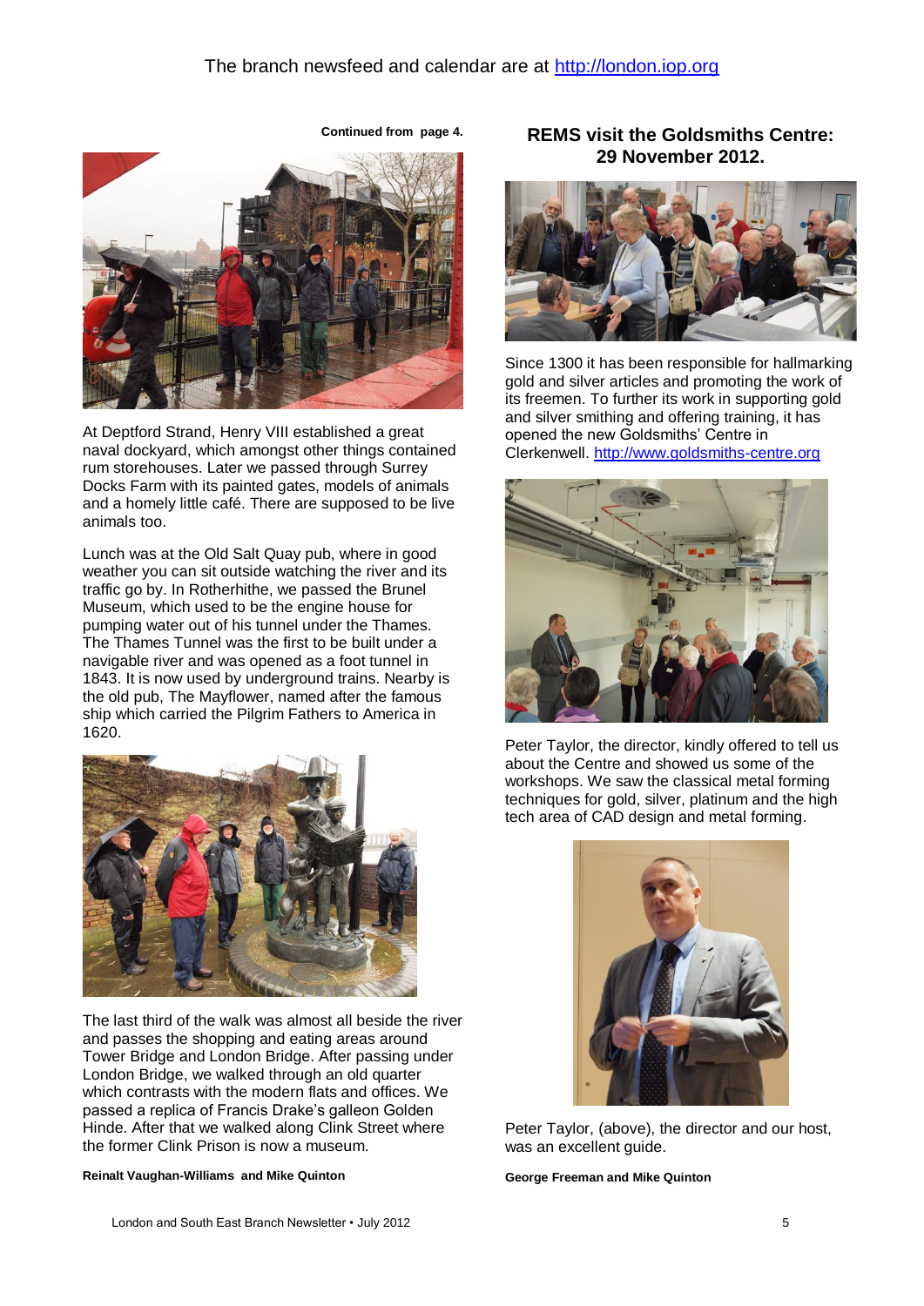The branch newsfeed and calendar are at http://london.iop.org

**Continued from page 4.**

At Deptford Strand, Henry VIII established a great naval dockyard, which amongst other things contained rum storehouses. Later we passed through Surrey Docks Farm with its painted gates, models of animals and a homely little café. There are supposed to be live animals too.

Lunch was at the Old Salt Quay pub, where in good weather you can sit outside watching the river and its traffic go by. In Rotherhithe, we passed the Brunel Museum, which used to be the engine house for pumping water out of his tunnel under the Thames. The Thames Tunnel was the first to be built under a navigable river and was opened as a foot tunnel in 1843. It is now used by underground trains. Nearby is the old pub, The Mayflower, named after the famous ship which carried the Pilgrim Fathers to America in 1620.

The last third of the walk was almost all beside the river and passes the shopping and eating areas around Tower Bridge and London Bridge. After passing under London Bridge, we walked through an old quarter which contrasts with the modern flats and offices. We passed a replica of Francis Drake's galleon Golden Hinde. After that we walked along Clink Street where the former Clink Prison is now a museum.

**Reinalt Vaughan-Williams and Mike Quinton**

## REMS visit the Goldsmiths Centre: 29 November 2012.

Since 1300 it has been responsible for hallmarking gold and silver articles and promoting the work of its freemen. To further its work in supporting gold and silver smithing and offering training, it has opened the new Goldsmiths' Centre in Clerkenwell. http://www.goldsmiths-centre.org

Peter Taylor, the director, kindly offered to tell us about the Centre and showed us some of the workshops. We saw the classical metal forming techniques for gold, silver, platinum and the high tech area of CAD design and metal forming.

Peter Taylor, (above), the director and our host, was an excellent guide.

**George Freeman and Mike Quinton**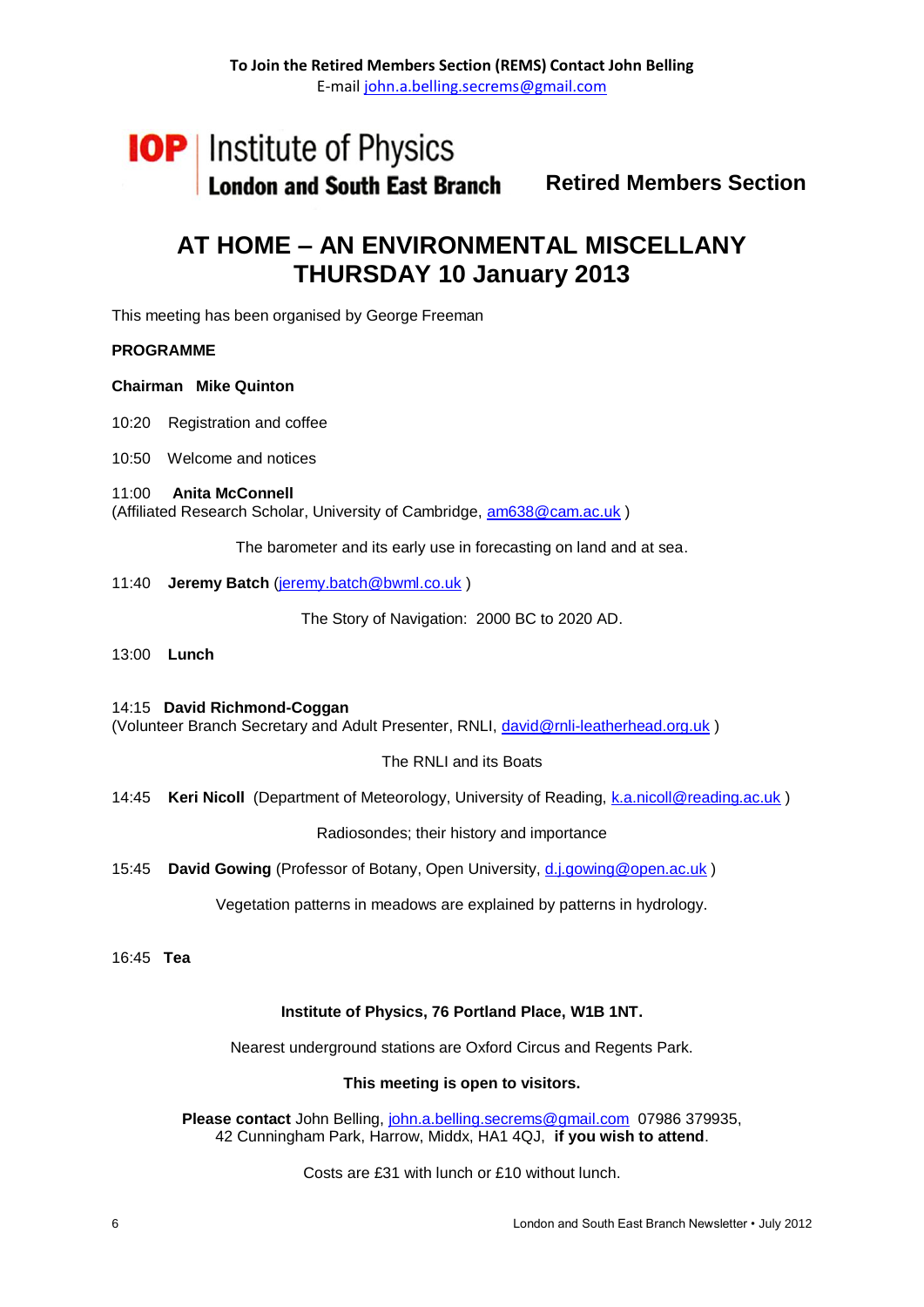**To Join the Retired Members Section (REMS) Contact John Belling**
E-mail john.a.belling.secrems@gmail.com

**IOP** | Institute of Physics
**London and South East Branch** **Retired Members Section**

# AT HOME – AN ENVIRONMENTAL MISCELLANY
# THURSDAY 10 January 2013

This meeting has been organised by George Freeman

**PROGRAMME**

**Chairman Mike Quinton**

10:20 Registration and coffee

10:50 Welcome and notices

11:00 **Anita McConnell**
(Affiliated Research Scholar, University of Cambridge, am638@cam.ac.uk )

The barometer and its early use in forecasting on land and at sea.

11:40 **Jeremy Batch** (jeremy.batch@bwml.co.uk )

The Story of Navigation: 2000 BC to 2020 AD.

13:00 **Lunch**

14:15 **David Richmond-Coggan**
(Volunteer Branch Secretary and Adult Presenter, RNLI, david@rnli-leatherhead.org.uk )

The RNLI and its Boats

14:45 **Keri Nicoll** (Department of Meteorology, University of Reading, k.a.nicoll@reading.ac.uk )

Radiosondes; their history and importance

15:45 **David Gowing** (Professor of Botany, Open University, d.j.gowing@open.ac.uk )

Vegetation patterns in meadows are explained by patterns in hydrology.

16:45 **Tea**

**Institute of Physics, 76 Portland Place, W1B 1NT.**

Nearest underground stations are Oxford Circus and Regents Park.

**This meeting is open to visitors.**

**Please contact** John Belling, john.a.belling.secrems@gmail.com 07986 379935, 42 Cunningham Park, Harrow, Middx, HA1 4QJ, **if you wish to attend**.

Costs are £31 with lunch or £10 without lunch.